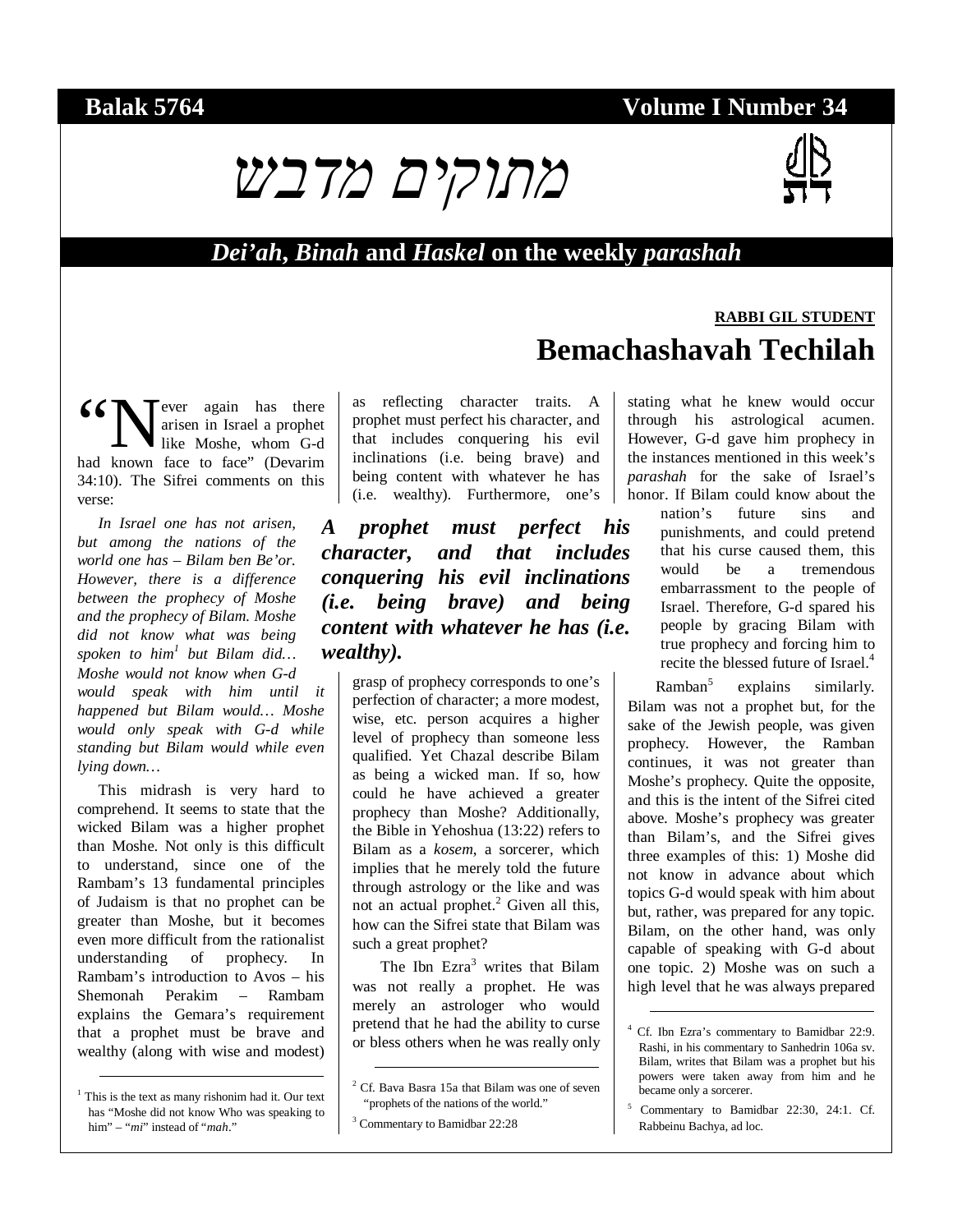**Balak 5764** **Volume I Number 34**

# מתוקים מדבש

## *Dei'ah*, *Binah* and *Haskel* on the weekly *parashah*

**RABBI GIL STUDENT**

# Bemachashavah Techilah

"Never again has there arisen in Israel a prophet like Moshe, whom G-d had known face to face" (Devarim 34:10). The Sifrei comments on this verse:

*In Israel one has not arisen, but among the nations of the world one has – Bilam ben Be'or. However, there is a difference between the prophecy of Moshe and the prophecy of Bilam. Moshe did not know what was being spoken to him[1] but Bilam did… Moshe would not know when G-d would speak with him until it happened but Bilam would… Moshe would only speak with G-d while standing but Bilam would while even lying down…*

This midrash is very hard to comprehend. It seems to state that the wicked Bilam was a higher prophet than Moshe. Not only is this difficult to understand, since one of the Rambam's 13 fundamental principles of Judaism is that no prophet can be greater than Moshe, but it becomes even more difficult from the rationalist understanding of prophecy. In Rambam's introduction to Avos – his Shemonah Perakim – Rambam explains the Gemara's requirement that a prophet must be brave and wealthy (along with wise and modest) as reflecting character traits. A prophet must perfect his character, and that includes conquering his evil inclinations (i.e. being brave) and being content with whatever he has (i.e. wealthy). Furthermore, one's grasp of prophecy corresponds to one's perfection of character; a more modest, wise, etc. person acquires a higher level of prophecy than someone less qualified. Yet Chazal describe Bilam as being a wicked man. If so, how could he have achieved a greater prophecy than Moshe? Additionally, the Bible in Yehoshua (13:22) refers to Bilam as a *kosem*, a sorcerer, which implies that he merely told the future through astrology or the like and was not an actual prophet.[2] Given all this, how can the Sifrei state that Bilam was such a great prophet?

***A prophet must perfect his character, and that includes conquering his evil inclinations (i.e. being brave) and being content with whatever he has (i.e. wealthy).***

The Ibn Ezra[3] writes that Bilam was not really a prophet. He was merely an astrologer who would pretend that he had the ability to curse or bless others when he was really only stating what he knew would occur through his astrological acumen. However, G-d gave him prophecy in the instances mentioned in this week's *parashah* for the sake of Israel's honor. If Bilam could know about the nation's future sins and punishments, and could pretend that his curse caused them, this would be a tremendous embarrassment to the people of Israel. Therefore, G-d spared his people by gracing Bilam with true prophecy and forcing him to recite the blessed future of Israel.[4]

Ramban[5] explains similarly. Bilam was not a prophet but, for the sake of the Jewish people, was given prophecy. However, the Ramban continues, it was not greater than Moshe's prophecy. Quite the opposite, and this is the intent of the Sifrei cited above. Moshe's prophecy was greater than Bilam's, and the Sifrei gives three examples of this: 1) Moshe did not know in advance about which topics G-d would speak with him about but, rather, was prepared for any topic. Bilam, on the other hand, was only capable of speaking with G-d about one topic. 2) Moshe was on such a high level that he was always prepared

---

[1] This is the text as many rishonim had it. Our text has "Moshe did not know Who was speaking to him" – "*mi*" instead of "*mah*."

[2] Cf. Bava Basra 15a that Bilam was one of seven "prophets of the nations of the world."

[3] Commentary to Bamidbar 22:28

[4] Cf. Ibn Ezra's commentary to Bamidbar 22:9. Rashi, in his commentary to Sanhedrin 106a sv. Bilam, writes that Bilam was a prophet but his powers were taken away from him and he became only a sorcerer.

[5] Commentary to Bamidbar 22:30, 24:1. Cf. Rabbeinu Bachya, ad loc.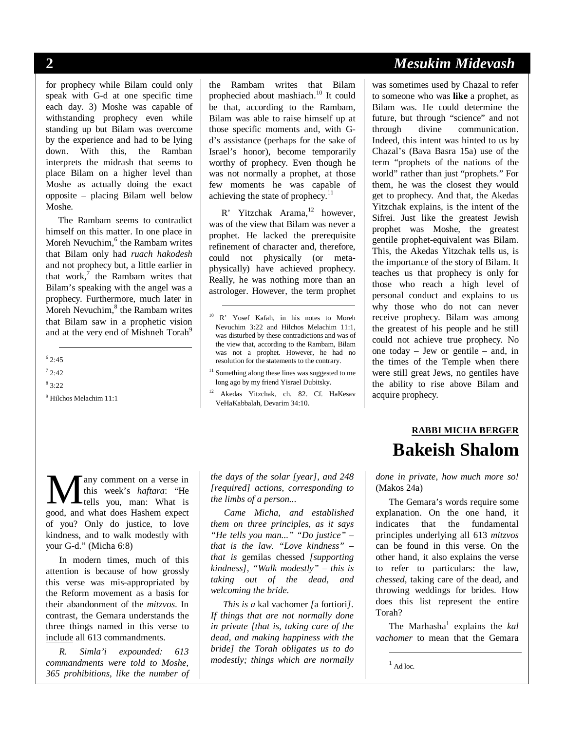for prophecy while Bilam could only speak with G-d at one specific time each day. 3) Moshe was capable of withstanding prophecy even while standing up but Bilam was overcome by the experience and had to be lying down. With this, the Ramban interprets the midrash that seems to place Bilam on a higher level than Moshe as actually doing the exact opposite – placing Bilam well below Moshe.

The Rambam seems to contradict himself on this matter. In one place in Moreh Nevuchim,[6] the Rambam writes that Bilam only had *ruach hakodesh* and not prophecy but, a little earlier in that work,[7] the Rambam writes that Bilam's speaking with the angel was a prophecy. Furthermore, much later in Moreh Nevuchim,[8] the Rambam writes that Bilam saw in a prophetic vision and at the very end of Mishneh Torah[9] the Rambam writes that Bilam prophecied about mashiach.[10] It could be that, according to the Rambam, Bilam was able to raise himself up at those specific moments and, with G-d's assistance (perhaps for the sake of Israel's honor), become temporarily worthy of prophecy. Even though he was not normally a prophet, at those few moments he was capable of achieving the state of prophecy.[11]

R' Yitzchak Arama,[12] however, was of the view that Bilam was never a prophet. He lacked the prerequisite refinement of character and, therefore, could not physically (or meta-physically) have achieved prophecy. Really, he was nothing more than an astrologer. However, the term prophet was sometimes used by Chazal to refer to someone who was **like** a prophet, as Bilam was. He could determine the future, but through "science" and not through divine communication. Indeed, this intent was hinted to us by Chazal's (Bava Basra 15a) use of the term "prophets of the nations of the world" rather than just "prophets." For them, he was the closest they would get to prophecy. And that, the Akedas Yitzchak explains, is the intent of the Sifrei. Just like the greatest Jewish prophet was Moshe, the greatest gentile prophet-equivalent was Bilam. This, the Akedas Yitzchak tells us, is the importance of the story of Bilam. It teaches us that prophecy is only for those who reach a high level of personal conduct and explains to us why those who do not can never receive prophecy. Bilam was among the greatest of his people and he still could not achieve true prophecy. No one today – Jew or gentile – and, in the times of the Temple when there were still great Jews, no gentiles have the ability to rise above Bilam and acquire prophecy.

[6] 2:45

[7] 2:42

[8] 3:22

[9] Hilchos Melachim 11:1

[10] R' Yosef Kafah, in his notes to Moreh Nevuchim 3:22 and Hilchos Melachim 11:1, was disturbed by these contradictions and was of the view that, according to the Rambam, Bilam was not a prophet. However, he had no resolution for the statements to the contrary.

[11] Something along these lines was suggested to me long ago by my friend Yisrael Dubitsky.

[12] Akedas Yitzchak, ch. 82. Cf. HaKesav VeHaKabbalah, Devarim 34:10.

**RABBI MICHA BERGER**

# Bakeish Shalom

Many comment on a verse in this week's *haftara*: "He tells you, man: What is good, and what does Hashem expect of you? Only do justice, to love kindness, and to walk modestly with your G-d." (Micha 6:8)

In modern times, much of this attention is because of how grossly this verse was mis-appropriated by the Reform movement as a basis for their abandonment of the *mitzvos*. In contrast, the Gemara understands the three things named in this verse to include all 613 commandments.

*R. Simla'i expounded: 613 commandments were told to Moshe, 365 prohibitions, like the number of the days of the solar [year], and 248 [required] actions, corresponding to the limbs of a person...*

*Came Micha, and established them on three principles, as it says "He tells you man..." "Do justice" – that is the law. "Love kindness" – that is* gemilas chessed *[supporting kindness], "Walk modestly" – this is taking out of the dead, and welcoming the bride.*

*This is a* kal vachomer *[*a fortiori*]. If things that are not normally done in private [that is, taking care of the dead, and making happiness with the bride] the Torah obligates us to do modestly; things which are normally done in private, how much more so!* (Makos 24a)

The Gemara's words require some explanation. On the one hand, it indicates that the fundamental principles underlying all 613 *mitzvos* can be found in this verse. On the other hand, it also explains the verse to refer to particulars: the law, *chessed*, taking care of the dead, and throwing weddings for brides. How does this list represent the entire Torah?

The Marhasha[1] explains the *kal vachomer* to mean that the Gemara

[1] Ad loc.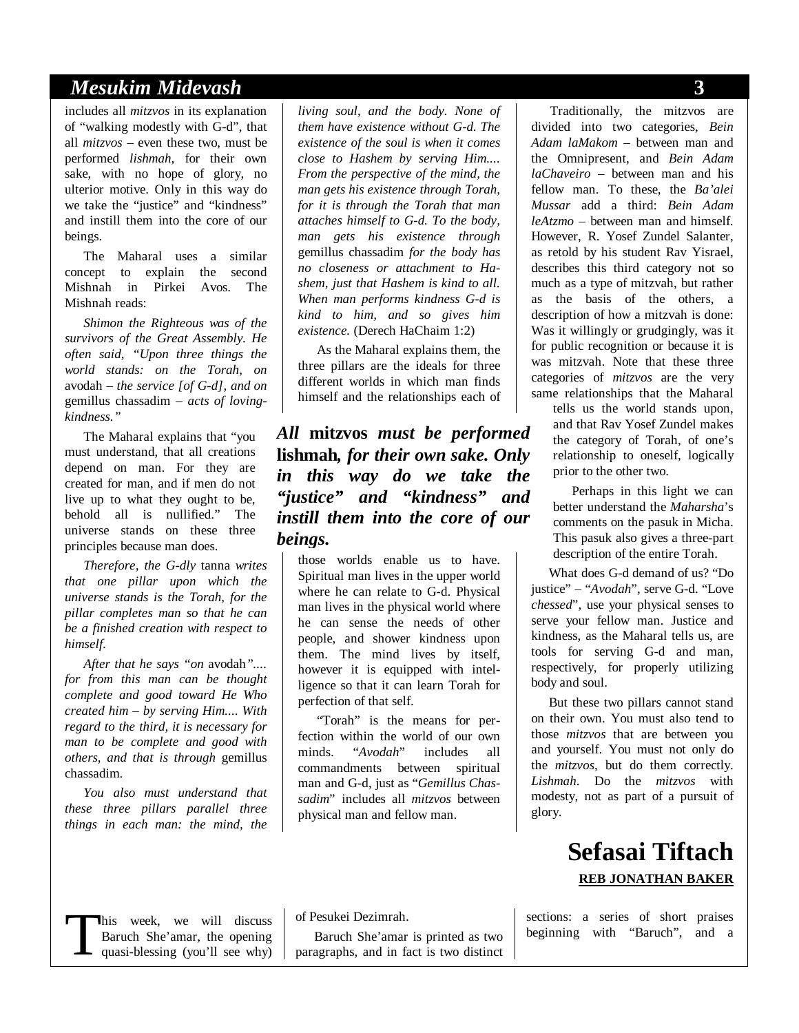includes all *mitzvos* in its explanation of "walking modestly with G-d", that all *mitzvos* – even these two, must be performed *lishmah*, for their own sake, with no hope of glory, no ulterior motive. Only in this way do we take the "justice" and "kindness" and instill them into the core of our beings.

The Maharal uses a similar concept to explain the second Mishnah in Pirkei Avos. The Mishnah reads:

*Shimon the Righteous was of the survivors of the Great Assembly. He often said, "Upon three things the world stands: on the Torah, on* avodah *– the service [of G-d], and on* gemillus chassadim *– acts of loving-kindness."*

The Maharal explains that "you must understand, that all creations depend on man. For they are created for man, and if men do not live up to what they ought to be, behold all is nullified." The universe stands on these three principles because man does.

*Therefore, the G-dly* tanna *writes that one pillar upon which the universe stands is the Torah, for the pillar completes man so that he can be a finished creation with respect to himself.*

*After that he says "on* avodah*".... for from this man can be thought complete and good toward He Who created him – by serving Him.... With regard to the third, it is necessary for man to be complete and good with others, and that is through* gemillus chassadim.

*You also must understand that these three pillars parallel three things in each man: the mind, the living soul, and the body. None of them have existence without G-d. The existence of the soul is when it comes close to Hashem by serving Him.... From the perspective of the mind, the man gets his existence through Torah, for it is through the Torah that man attaches himself to G-d. To the body, man gets his existence through* gemillus chassadim *for the body has no closeness or attachment to Hashem, just that Hashem is kind to all. When man performs kindness G-d is kind to him, and so gives him existence.* (Derech HaChaim 1:2)

As the Maharal explains them, the three pillars are the ideals for three different worlds in which man finds himself and the relationships each of those worlds enable us to have. Spiritual man lives in the upper world where he can relate to G-d. Physical man lives in the physical world where he can sense the needs of other people, and shower kindness upon them. The mind lives by itself, however it is equipped with intelligence so that it can learn Torah for perfection of that self.

> ***All* mitzvos *must be performed* lishmah*, for their own sake. Only in this way do we take the "justice" and "kindness" and instill them into the core of our beings.***

"Torah" is the means for perfection within the world of our own minds. "*Avodah*" includes all commandments between spiritual man and G-d, just as "*Gemillus Chassadim*" includes all *mitzvos* between physical man and fellow man.

Traditionally, the mitzvos are divided into two categories, *Bein Adam laMakom* – between man and the Omnipresent, and *Bein Adam laChaveiro* – between man and his fellow man. To these, the *Ba'alei Mussar* add a third: *Bein Adam leAtzmo* – between man and himself. However, R. Yosef Zundel Salanter, as retold by his student Rav Yisrael, describes this third category not so much as a type of mitzvah, but rather as the basis of the others, a description of how a mitzvah is done: Was it willingly or grudgingly, was it for public recognition or because it is was mitzvah. Note that these three categories of *mitzvos* are the very same relationships that the Maharal tells us the world stands upon, and that Rav Yosef Zundel makes the category of Torah, of one's relationship to oneself, logically prior to the other two.

Perhaps in this light we can better understand the *Maharsha*'s comments on the pasuk in Micha. This pasuk also gives a three-part description of the entire Torah.

What does G-d demand of us? "Do justice" – "*Avodah*", serve G-d. "Love *chessed*", use your physical senses to serve your fellow man. Justice and kindness, as the Maharal tells us, are tools for serving G-d and man, respectively, for properly utilizing body and soul.

But these two pillars cannot stand on their own. You must also tend to those *mitzvos* that are between you and yourself. You must not only do the *mitzvos*, but do them correctly. *Lishmah*. Do the *mitzvos* with modesty, not as part of a pursuit of glory.

# Sefasai Tiftach

**REB JONATHAN BAKER**

This week, we will discuss Baruch She'amar, the opening quasi-blessing (you'll see why) of Pesukei Dezimrah.

Baruch She'amar is printed as two paragraphs, and in fact is two distinct sections: a series of short praises beginning with "Baruch", and a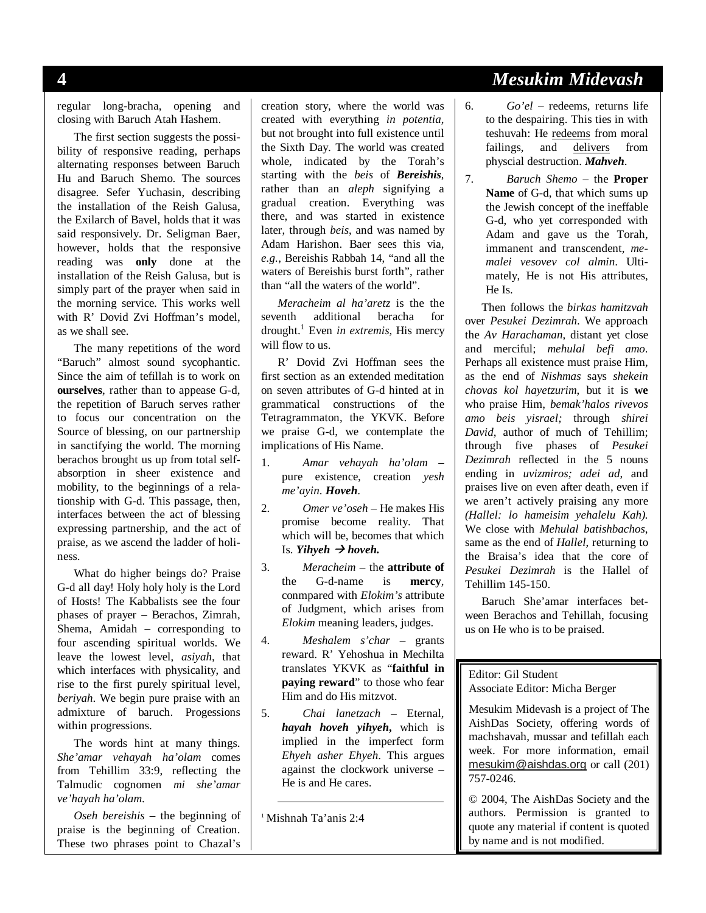regular long-bracha, opening and closing with Baruch Atah Hashem.

The first section suggests the possibility of responsive reading, perhaps alternating responses between Baruch Hu and Baruch Shemo. The sources disagree. Sefer Yuchasin, describing the installation of the Reish Galusa, the Exilarch of Bavel, holds that it was said responsively. Dr. Seligman Baer, however, holds that the responsive reading was **only** done at the installation of the Reish Galusa, but is simply part of the prayer when said in the morning service. This works well with R' Dovid Zvi Hoffman's model, as we shall see.

The many repetitions of the word "Baruch" almost sound sycophantic. Since the aim of tefillah is to work on **ourselves**, rather than to appease G-d, the repetition of Baruch serves rather to focus our concentration on the Source of blessing, on our partnership in sanctifying the world. The morning berachos brought us up from total self-absorption in sheer existence and mobility, to the beginnings of a relationship with G-d. This passage, then, interfaces between the act of blessing expressing partnership, and the act of praise, as we ascend the ladder of holiness.

What do higher beings do? Praise G-d all day! Holy holy holy is the Lord of Hosts! The Kabbalists see the four phases of prayer – Berachos, Zimrah, Shema, Amidah – corresponding to four ascending spiritual worlds. We leave the lowest level, *asiyah*, that which interfaces with physicality, and rise to the first purely spiritual level, *beriyah*. We begin pure praise with an admixture of baruch. Progessions within progressions.

The words hint at many things. *She'amar vehayah ha'olam* comes from Tehillim 33:9, reflecting the Talmudic cognomen *mi she'amar ve'hayah ha'olam*.

*Oseh bereishis* – the beginning of praise is the beginning of Creation. These two phrases point to Chazal's creation story, where the world was created with everything *in potentia*, but not brought into full existence until the Sixth Day. The world was created whole, indicated by the Torah's starting with the *beis* of ***Bereishis***, rather than an *aleph* signifying a gradual creation. Everything was there, and was started in existence later, through *beis*, and was named by Adam Harishon. Baer sees this via, *e.g.*, Bereishis Rabbah 14, "and all the waters of Bereishis burst forth", rather than "all the waters of the world".

*Meracheim al ha'aretz* is the the seventh additional beracha for drought.[1] Even *in extremis*, His mercy will flow to us.

R' Dovid Zvi Hoffman sees the first section as an extended meditation on seven attributes of G-d hinted at in grammatical constructions of the Tetragrammaton, the YKVK. Before we praise G-d, we contemplate the implications of His Name.

1. *Amar vehayah ha'olam* – pure existence, creation *yesh me'ayin*. ***Hoveh***.
2. *Omer ve'oseh* – He makes His promise become reality. That which will be, becomes that which Is. ***Yihyeh → hoveh.***
3. *Meracheim* – the **attribute of** the G-d-name is **mercy**, conmpared with *Elokim's* attribute of Judgment, which arises from *Elokim* meaning leaders, judges.
4. *Meshalem s'char* – grants reward. R' Yehoshua in Mechilta translates YKVK as "**faithful in paying reward**" to those who fear Him and do His mitzvot.
5. *Chai lanetzach* – Eternal, ***hayah hoveh yihyeh***, which is implied in the imperfect form *Ehyeh asher Ehyeh*. This argues against the clockwork universe – He is and He cares.
6. *Go'el* – redeems, returns life to the despairing. This ties in with teshuvah: He redeems from moral failings, and delivers from physcial destruction. ***Mahveh***.
7. *Baruch Shemo* – the **Proper Name** of G-d, that which sums up the Jewish concept of the ineffable G-d, who yet corresponded with Adam and gave us the Torah, immanent and transcendent, *me-malei vesovev col almin*. Ultimately, He is not His attributes, He Is.

Then follows the *birkas hamitzvah* over *Pesukei Dezimrah*. We approach the *Av Harachaman*, distant yet close and merciful; *mehulal befi amo*. Perhaps all existence must praise Him, as the end of *Nishmas* says *shekein chovas kol hayetzurim*, but it is **we** who praise Him, *bemak'halos rivevos amo beis yisrael;* through *shirei David*, author of much of Tehillim; through five phases of *Pesukei Dezimrah* reflected in the 5 nouns ending in *uvizmiros; adei ad*, and praises live on even after death, even if we aren't actively praising any more *(Hallel: lo hameisim yehalelu Kah).* We close with *Mehulal batishbachos*, same as the end of *Hallel*, returning to the Braisa's idea that the core of *Pesukei Dezimrah* is the Hallel of Tehillim 145-150.

Baruch She'amar interfaces between Berachos and Tehillah, focusing us on He who is to be praised.

---

[1] Mishnah Ta'anis 2:4

---

Editor: Gil Student
Associate Editor: Micha Berger

Mesukim Midevash is a project of The AishDas Society, offering words of machshavah, mussar and tefillah each week. For more information, email mesukim@aishdas.org or call (201) 757-0246.

© 2004, The AishDas Society and the authors. Permission is granted to quote any material if content is quoted by name and is not modified.